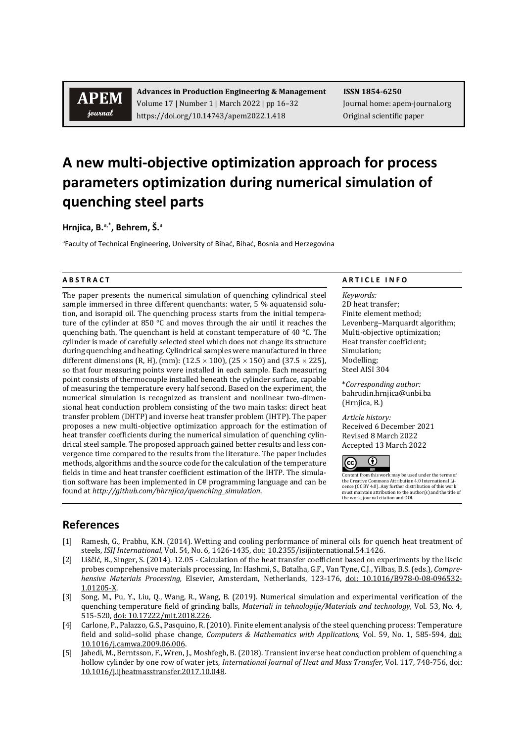**Advances in Production Engineering & Management**
Volume 17 | Number 1 | March 2022 | pp 16–32
https://doi.org/10.14743/apem2022.1.418

**ISSN 1854-6250**
Journal home: apem-journal.org
Original scientific paper

# A new multi-objective optimization approach for process parameters optimization during numerical simulation of quenching steel parts

**Hrnjica, B.**[a,*], **Behrem, Š.**[a]

[a]Faculty of Technical Engineering, University of Bihać, Bihać, Bosnia and Herzegovina

## A B S T R A C T

The paper presents the numerical simulation of quenching cylindrical steel sample immersed in three different quenchants: water, 5 % aquatensid solution, and isorapid oil. The quenching process starts from the initial temperature of the cylinder at 850 °C and moves through the air until it reaches the quenching bath. The quenchant is held at constant temperature of 40 °C. The cylinder is made of carefully selected steel which does not change its structure during quenching and heating. Cylindrical samples were manufactured in three different dimensions (R, H), (mm): (12.5 × 100), (25 × 150) and (37.5 × 225), so that four measuring points were installed in each sample. Each measuring point consists of thermocouple installed beneath the cylinder surface, capable of measuring the temperature every half second. Based on the experiment, the numerical simulation is recognized as transient and nonlinear two-dimensional heat conduction problem consisting of the two main tasks: direct heat transfer problem (DHTP) and inverse heat transfer problem (IHTP). The paper proposes a new multi-objective optimization approach for the estimation of heat transfer coefficients during the numerical simulation of quenching cylindrical steel sample. The proposed approach gained better results and less convergence time compared to the results from the literature. The paper includes methods, algorithms and the source code for the calculation of the temperature fields in time and heat transfer coefficient estimation of the IHTP. The simulation software has been implemented in C# programming language and can be found at *http://github.com/bhrnjica/quenching_simulation*.

## A R T I C L E I N F O

*Keywords:*
2D heat transfer;
Finite element method;
Levenberg–Marquardt algorithm;
Multi-objective optimization;
Heat transfer coefficient;
Simulation;
Modelling;
Steel AISI 304

\**Corresponding author:*
bahrudin.hrnjica@unbi.ba
(Hrnjica, B.)

*Article history:*
Received 6 December 2021
Revised 8 March 2022
Accepted 13 March 2022

Content from this work may be used under the terms of the Creative Commons Attribution 4.0 International Licence (CC BY 4.0). Any further distribution of this work must maintain attribution to the author(s) and the title of the work, journal citation and DOI.

## References

[1] Ramesh, G., Prabhu, K.N. (2014). Wetting and cooling performance of mineral oils for quench heat treatment of steels, *ISIJ International*, Vol. 54, No. 6, 1426-1435, doi: 10.2355/isijinternational.54.1426.

[2] Liščić, B., Singer, S. (2014). 12.05 - Calculation of the heat transfer coefficient based on experiments by the liscic probes comprehensive materials processing, In: Hashmi, S., Batalha, G.F., Van Tyne, C.J., Yilbas, B.S. (eds.), *Comprehensive Materials Processing*, Elsevier, Amsterdam, Netherlands, 123-176, doi: 10.1016/B978-0-08-096532-1.01205-X.

[3] Song, M., Pu, Y., Liu, Q., Wang, R., Wang, B. (2019). Numerical simulation and experimental verification of the quenching temperature field of grinding balls, *Materiali in tehnologije/Materials and technology*, Vol. 53, No. 4, 515-520, doi: 10.17222/mit.2018.226.

[4] Carlone, P., Palazzo, G.S., Pasquino, R. (2010). Finite element analysis of the steel quenching process: Temperature field and solid–solid phase change, *Computers & Mathematics with Applications*, Vol. 59, No. 1, 585-594, doi: 10.1016/j.camwa.2009.06.006.

[5] Jahedi, M., Berntsson, F., Wren, J., Moshfegh, B. (2018). Transient inverse heat conduction problem of quenching a hollow cylinder by one row of water jets, *International Journal of Heat and Mass Transfer*, Vol. 117, 748-756, doi: 10.1016/j.ijheatmasstransfer.2017.10.048.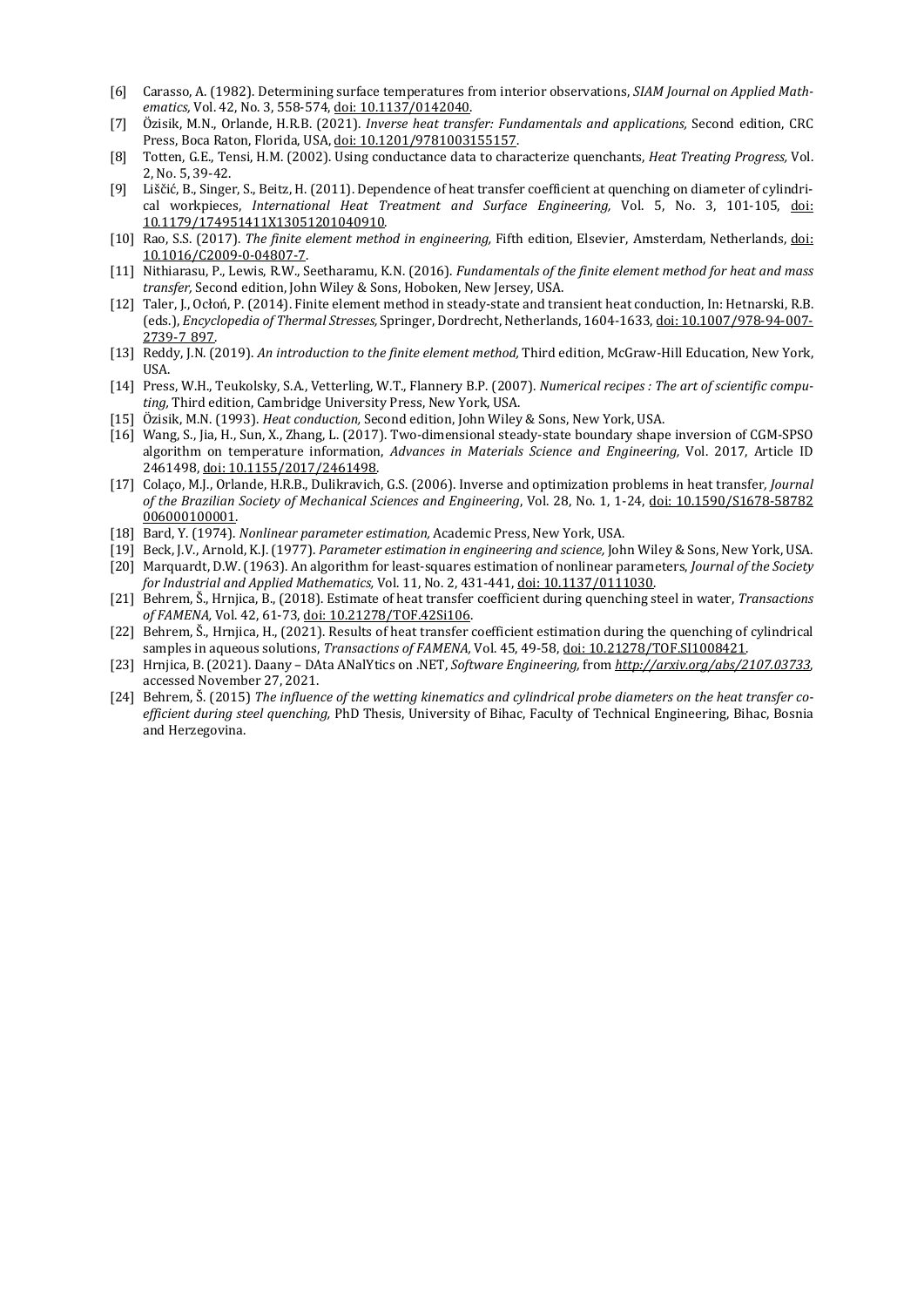[6] Carasso, A. (1982). Determining surface temperatures from interior observations, *SIAM Journal on Applied Mathematics,* Vol. 42, No. 3, 558-574, doi: 10.1137/0142040.

[7] Özisik, M.N., Orlande, H.R.B. (2021). *Inverse heat transfer: Fundamentals and applications,* Second edition, CRC Press, Boca Raton, Florida, USA, doi: 10.1201/9781003155157.

[8] Totten, G.E., Tensi, H.M. (2002). Using conductance data to characterize quenchants, *Heat Treating Progress,* Vol. 2, No. 5, 39-42.

[9] Liščić, B., Singer, S., Beitz, H. (2011). Dependence of heat transfer coefficient at quenching on diameter of cylindrical workpieces, *International Heat Treatment and Surface Engineering,* Vol. 5, No. 3, 101-105, doi: 10.1179/174951411X13051201040910.

[10] Rao, S.S. (2017). *The finite element method in engineering,* Fifth edition, Elsevier, Amsterdam, Netherlands, doi: 10.1016/C2009-0-04807-7.

[11] Nithiarasu, P., Lewis, R.W., Seetharamu, K.N. (2016). *Fundamentals of the finite element method for heat and mass transfer,* Second edition, John Wiley & Sons, Hoboken, New Jersey, USA.

[12] Taler, J., Ocłoń, P. (2014). Finite element method in steady-state and transient heat conduction, In: Hetnarski, R.B. (eds.), *Encyclopedia of Thermal Stresses,* Springer, Dordrecht, Netherlands, 1604-1633, doi: 10.1007/978-94-007-2739-7_897.

[13] Reddy, J.N. (2019). *An introduction to the finite element method,* Third edition, McGraw-Hill Education, New York, USA.

[14] Press, W.H., Teukolsky, S.A., Vetterling, W.T., Flannery B.P. (2007). *Numerical recipes : The art of scientific computing,* Third edition, Cambridge University Press, New York, USA.

[15] Özisik, M.N. (1993). *Heat conduction,* Second edition, John Wiley & Sons, New York, USA.

[16] Wang, S., Jia, H., Sun, X., Zhang, L. (2017). Two-dimensional steady-state boundary shape inversion of CGM-SPSO algorithm on temperature information, *Advances in Materials Science and Engineering,* Vol. 2017, Article ID 2461498, doi: 10.1155/2017/2461498.

[17] Colaço, M.J., Orlande, H.R.B., Dulikravich, G.S. (2006). Inverse and optimization problems in heat transfer, *Journal of the Brazilian Society of Mechanical Sciences and Engineering*, Vol. 28, No. 1, 1-24, doi: 10.1590/S1678-58782006000100001.

[18] Bard, Y. (1974). *Nonlinear parameter estimation,* Academic Press, New York, USA.

[19] Beck, J.V., Arnold, K.J. (1977). *Parameter estimation in engineering and science,* John Wiley & Sons, New York, USA.

[20] Marquardt, D.W. (1963). An algorithm for least-squares estimation of nonlinear parameters, *Journal of the Society for Industrial and Applied Mathematics,* Vol. 11, No. 2, 431-441, doi: 10.1137/0111030.

[21] Behrem, Š., Hrnjica, B., (2018). Estimate of heat transfer coefficient during quenching steel in water, *Transactions of FAMENA,* Vol. 42, 61-73, doi: 10.21278/TOF.42Si106.

[22] Behrem, Š., Hrnjica, H., (2021). Results of heat transfer coefficient estimation during the quenching of cylindrical samples in aqueous solutions, *Transactions of FAMENA,* Vol. 45, 49-58, doi: 10.21278/TOF.SI1008421.

[23] Hrnjica, B. (2021). Daany – DAta ANalYtics on .NET, *Software Engineering,* from *http://arxiv.org/abs/2107.03733*, accessed November 27, 2021.

[24] Behrem, Š. (2015) *The influence of the wetting kinematics and cylindrical probe diameters on the heat transfer coefficient during steel quenching,* PhD Thesis, University of Bihac, Faculty of Technical Engineering, Bihac, Bosnia and Herzegovina.